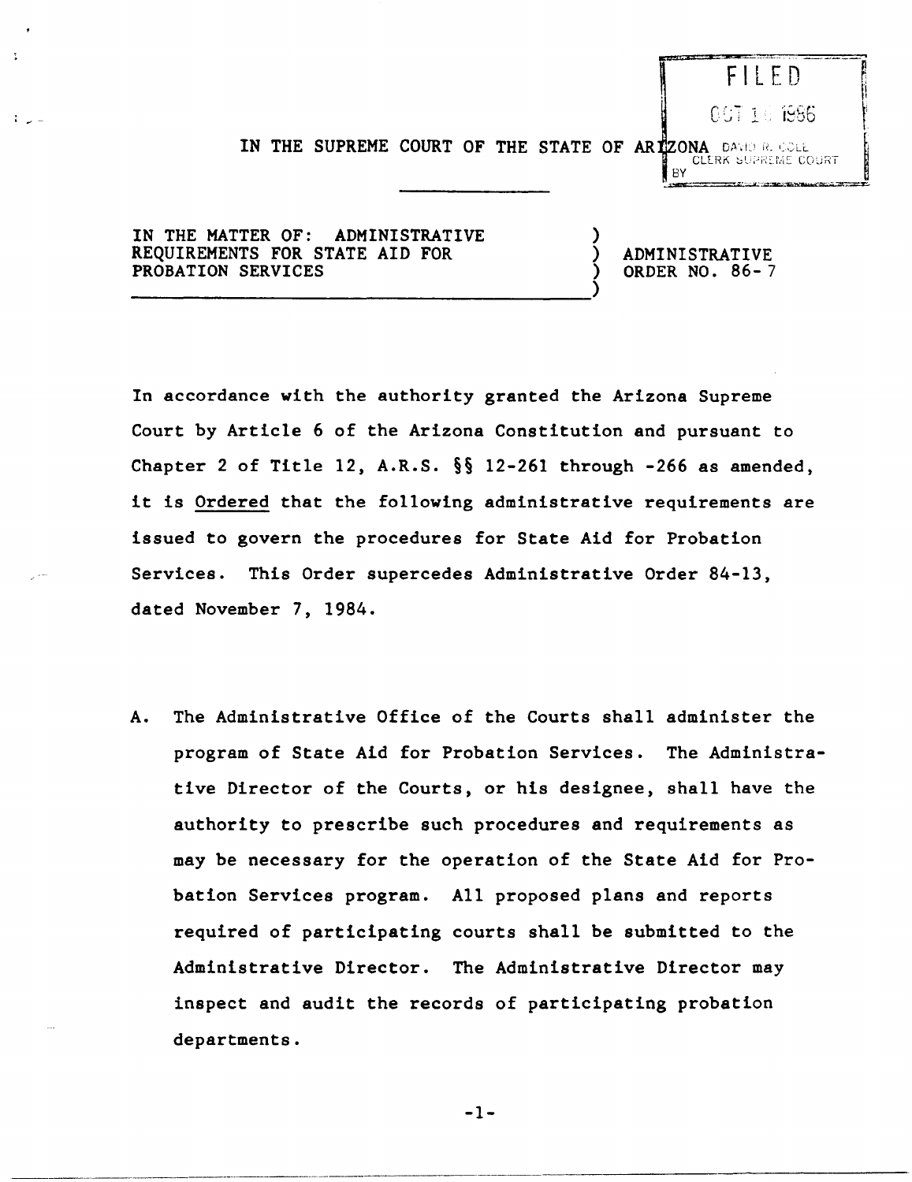FILED
OCT 1 1986
DAVID R. COLE
CLERK SUPREME COURT
BY

IN THE SUPREME COURT OF THE STATE OF ARIZONA

IN THE MATTER OF: ADMINISTRATIVE REQUIREMENTS FOR STATE AID FOR PROBATION SERVICES ) ADMINISTRATIVE ORDER NO. 86-7

In accordance with the authority granted the Arizona Supreme Court by Article 6 of the Arizona Constitution and pursuant to Chapter 2 of Title 12, A.R.S. §§ 12-261 through -266 as amended, it is Ordered that the following administrative requirements are issued to govern the procedures for State Aid for Probation Services. This Order supercedes Administrative Order 84-13, dated November 7, 1984.

A. The Administrative Office of the Courts shall administer the program of State Aid for Probation Services. The Administrative Director of the Courts, or his designee, shall have the authority to prescribe such procedures and requirements as may be necessary for the operation of the State Aid for Probation Services program. All proposed plans and reports required of participating courts shall be submitted to the Administrative Director. The Administrative Director may inspect and audit the records of participating probation departments.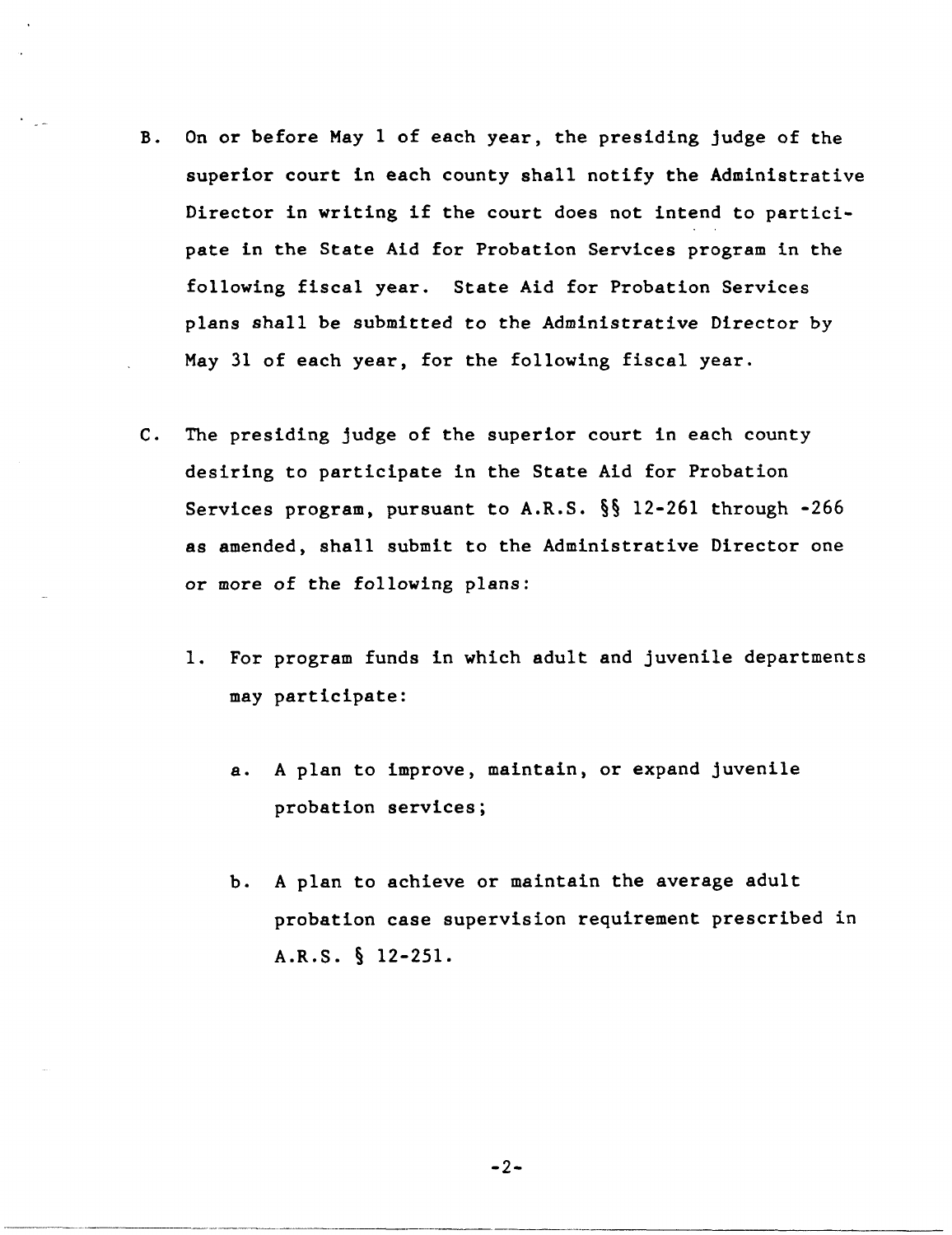B. On or before May 1 of each year, the presiding judge of the superior court in each county shall notify the Administrative Director in writing if the court does not intend to participate in the State Aid for Probation Services program in the following fiscal year. State Aid for Probation Services plans shall be submitted to the Administrative Director by May 31 of each year, for the following fiscal year.

C. The presiding judge of the superior court in each county desiring to participate in the State Aid for Probation Services program, pursuant to A.R.S. §§ 12-261 through -266 as amended, shall submit to the Administrative Director one or more of the following plans:

   1. For program funds in which adult and juvenile departments may participate:

      a. A plan to improve, maintain, or expand juvenile probation services;

      b. A plan to achieve or maintain the average adult probation case supervision requirement prescribed in A.R.S. § 12-251.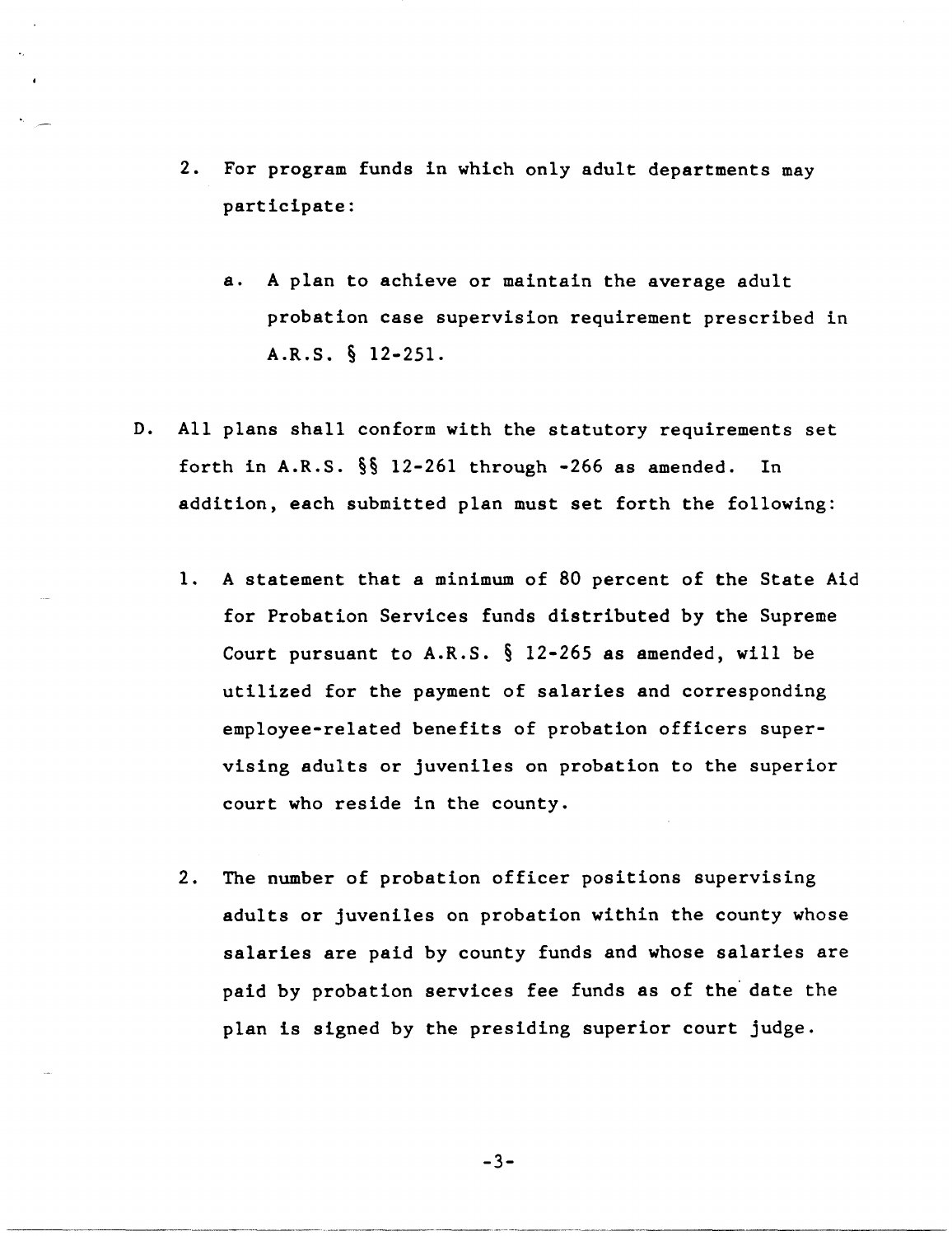2. For program funds in which only adult departments may participate:

   a. A plan to achieve or maintain the average adult probation case supervision requirement prescribed in A.R.S. § 12-251.

D. All plans shall conform with the statutory requirements set forth in A.R.S. §§ 12-261 through -266 as amended. In addition, each submitted plan must set forth the following:

   1. A statement that a minimum of 80 percent of the State Aid for Probation Services funds distributed by the Supreme Court pursuant to A.R.S. § 12-265 as amended, will be utilized for the payment of salaries and corresponding employee-related benefits of probation officers supervising adults or juveniles on probation to the superior court who reside in the county.

   2. The number of probation officer positions supervising adults or juveniles on probation within the county whose salaries are paid by county funds and whose salaries are paid by probation services fee funds as of the date the plan is signed by the presiding superior court judge.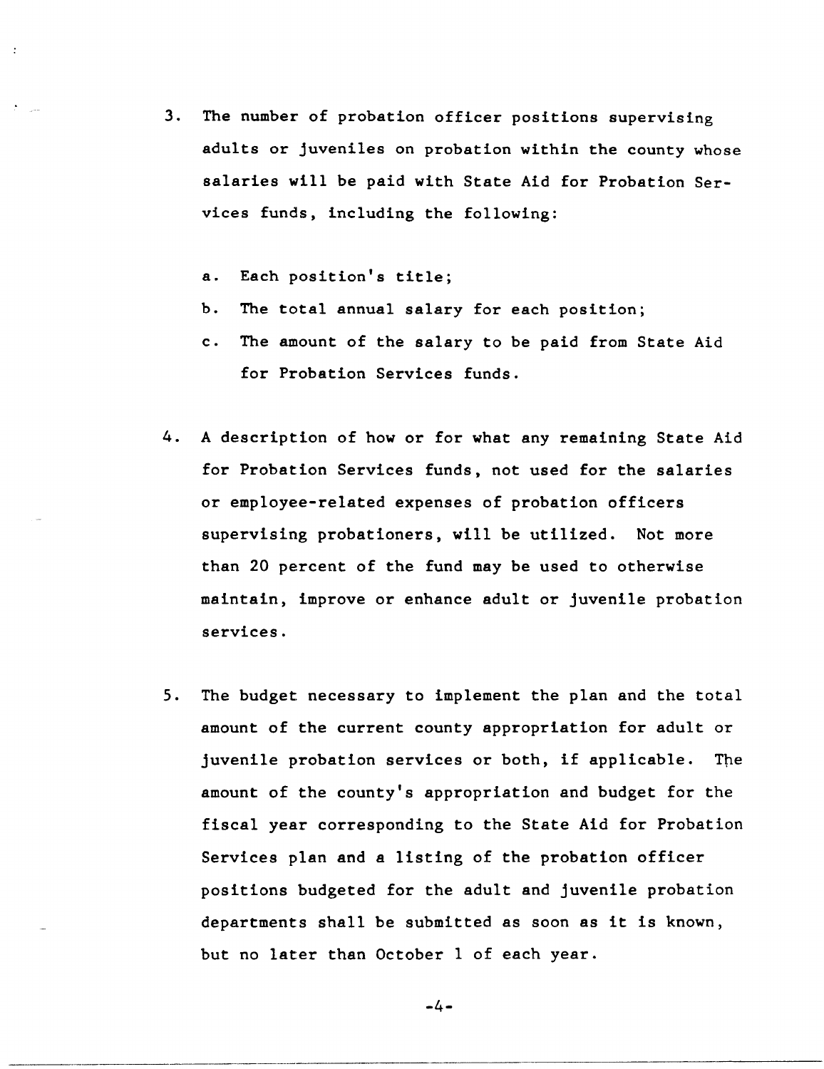3. The number of probation officer positions supervising adults or juveniles on probation within the county whose salaries will be paid with State Aid for Probation Services funds, including the following:

   a. Each position's title;
   b. The total annual salary for each position;
   c. The amount of the salary to be paid from State Aid for Probation Services funds.

4. A description of how or for what any remaining State Aid for Probation Services funds, not used for the salaries or employee-related expenses of probation officers supervising probationers, will be utilized. Not more than 20 percent of the fund may be used to otherwise maintain, improve or enhance adult or juvenile probation services.

5. The budget necessary to implement the plan and the total amount of the current county appropriation for adult or juvenile probation services or both, if applicable. The amount of the county's appropriation and budget for the fiscal year corresponding to the State Aid for Probation Services plan and a listing of the probation officer positions budgeted for the adult and juvenile probation departments shall be submitted as soon as it is known, but no later than October 1 of each year.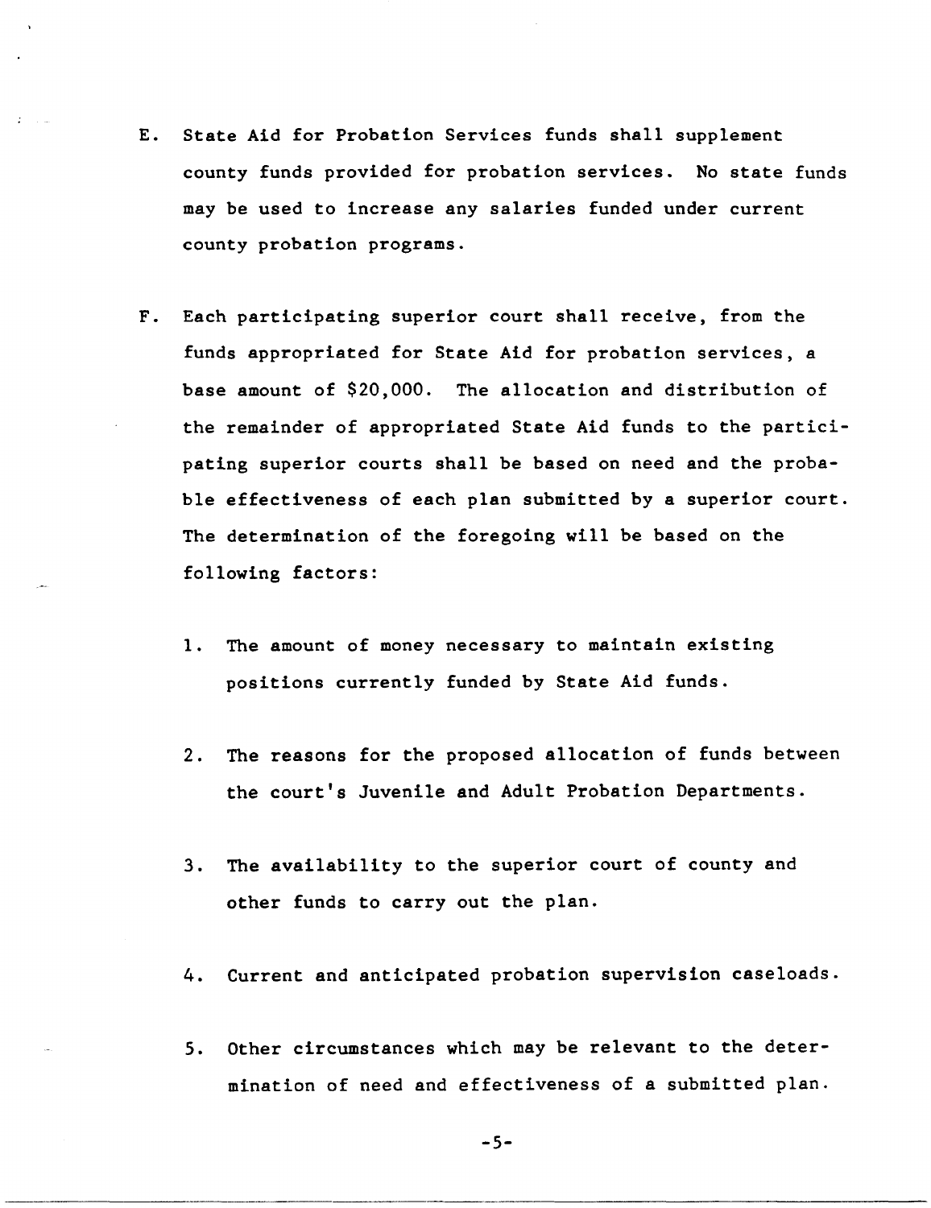E. State Aid for Probation Services funds shall supplement county funds provided for probation services. No state funds may be used to increase any salaries funded under current county probation programs.

F. Each participating superior court shall receive, from the funds appropriated for State Aid for probation services, a base amount of $20,000. The allocation and distribution of the remainder of appropriated State Aid funds to the participating superior courts shall be based on need and the probable effectiveness of each plan submitted by a superior court. The determination of the foregoing will be based on the following factors:

   1. The amount of money necessary to maintain existing positions currently funded by State Aid funds.

   2. The reasons for the proposed allocation of funds between the court's Juvenile and Adult Probation Departments.

   3. The availability to the superior court of county and other funds to carry out the plan.

   4. Current and anticipated probation supervision caseloads.

   5. Other circumstances which may be relevant to the determination of need and effectiveness of a submitted plan.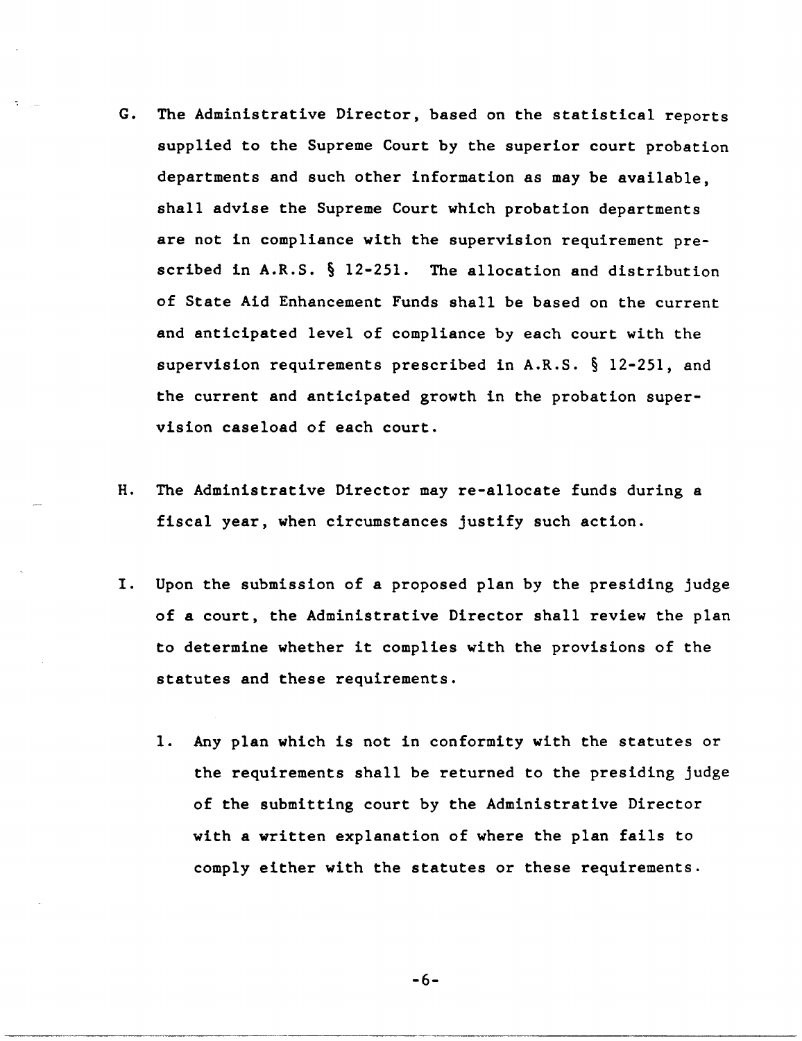G. The Administrative Director, based on the statistical reports supplied to the Supreme Court by the superior court probation departments and such other information as may be available, shall advise the Supreme Court which probation departments are not in compliance with the supervision requirement prescribed in A.R.S. § 12-251. The allocation and distribution of State Aid Enhancement Funds shall be based on the current and anticipated level of compliance by each court with the supervision requirements prescribed in A.R.S. § 12-251, and the current and anticipated growth in the probation supervision caseload of each court.

H. The Administrative Director may re-allocate funds during a fiscal year, when circumstances justify such action.

I. Upon the submission of a proposed plan by the presiding judge of a court, the Administrative Director shall review the plan to determine whether it complies with the provisions of the statutes and these requirements.

   1. Any plan which is not in conformity with the statutes or the requirements shall be returned to the presiding judge of the submitting court by the Administrative Director with a written explanation of where the plan fails to comply either with the statutes or these requirements.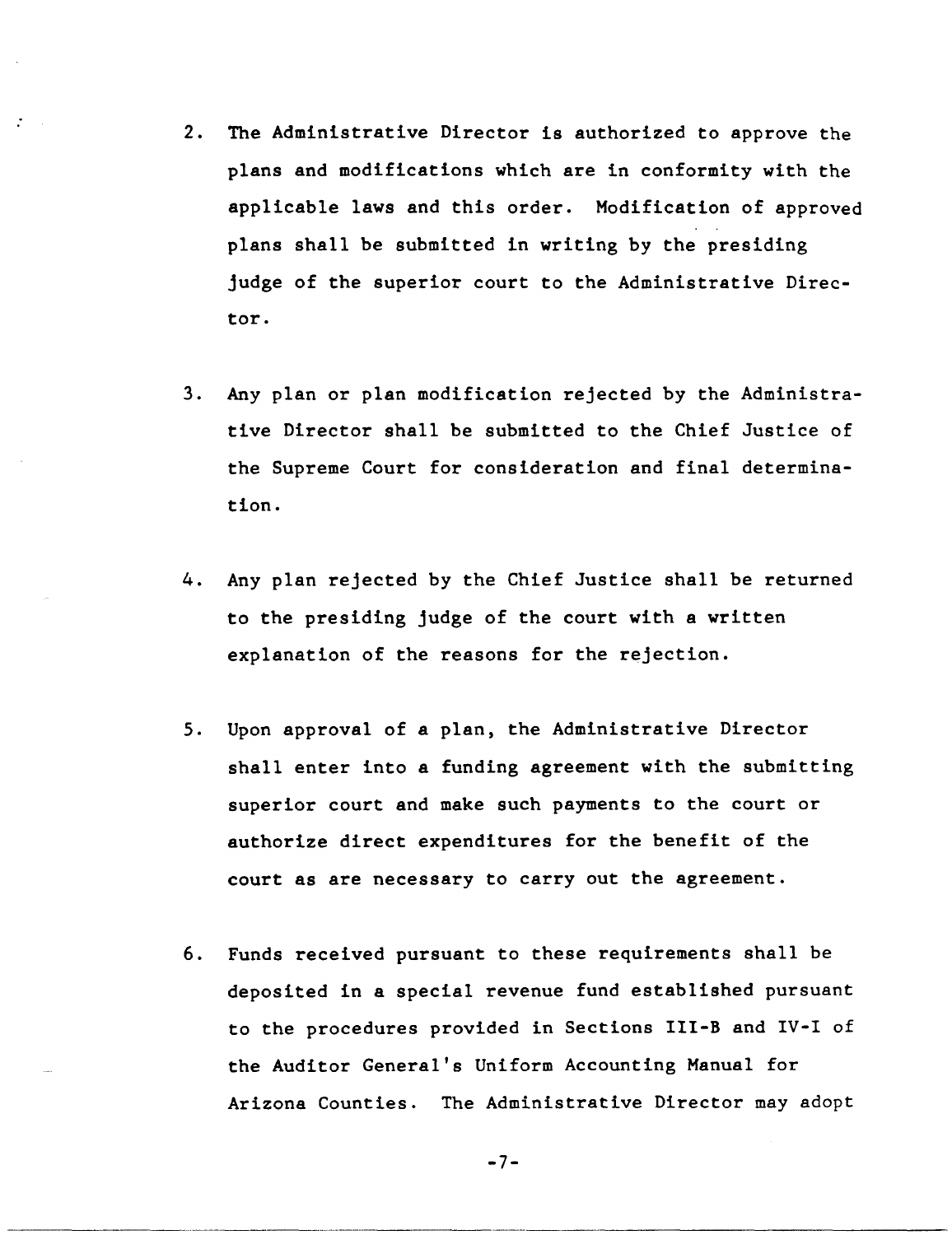2. The Administrative Director is authorized to approve the plans and modifications which are in conformity with the applicable laws and this order. Modification of approved plans shall be submitted in writing by the presiding judge of the superior court to the Administrative Director.

3. Any plan or plan modification rejected by the Administrative Director shall be submitted to the Chief Justice of the Supreme Court for consideration and final determination.

4. Any plan rejected by the Chief Justice shall be returned to the presiding judge of the court with a written explanation of the reasons for the rejection.

5. Upon approval of a plan, the Administrative Director shall enter into a funding agreement with the submitting superior court and make such payments to the court or authorize direct expenditures for the benefit of the court as are necessary to carry out the agreement.

6. Funds received pursuant to these requirements shall be deposited in a special revenue fund established pursuant to the procedures provided in Sections III-B and IV-I of the Auditor General's Uniform Accounting Manual for Arizona Counties. The Administrative Director may adopt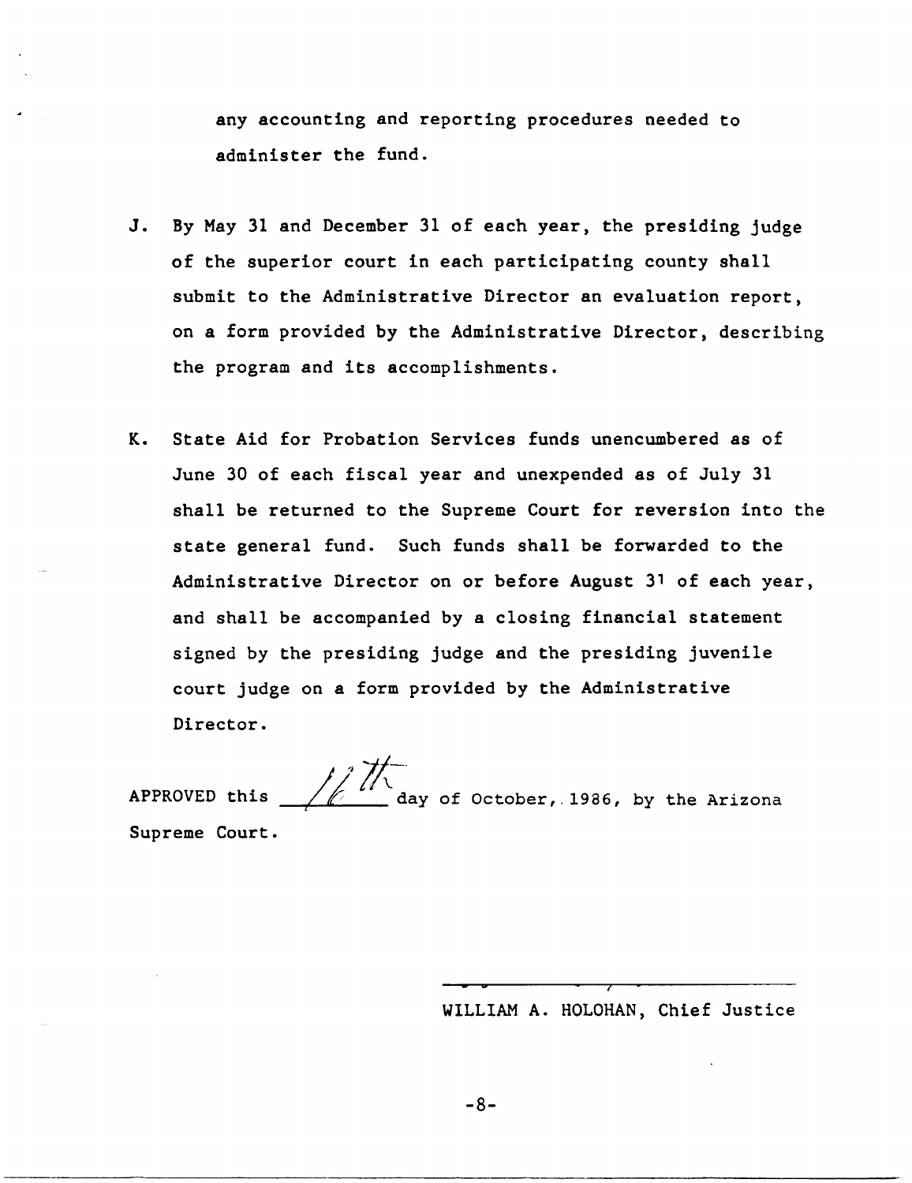any accounting and reporting procedures needed to administer the fund.

J. By May 31 and December 31 of each year, the presiding judge of the superior court in each participating county shall submit to the Administrative Director an evaluation report, on a form provided by the Administrative Director, describing the program and its accomplishments.

K. State Aid for Probation Services funds unencumbered as of June 30 of each fiscal year and unexpended as of July 31 shall be returned to the Supreme Court for reversion into the state general fund. Such funds shall be forwarded to the Administrative Director on or before August 31 of each year, and shall be accompanied by a closing financial statement signed by the presiding judge and the presiding juvenile court judge on a form provided by the Administrative Director.

APPROVED this 16th day of October, 1986, by the Arizona Supreme Court.

WILLIAM A. HOLOHAN, Chief Justice